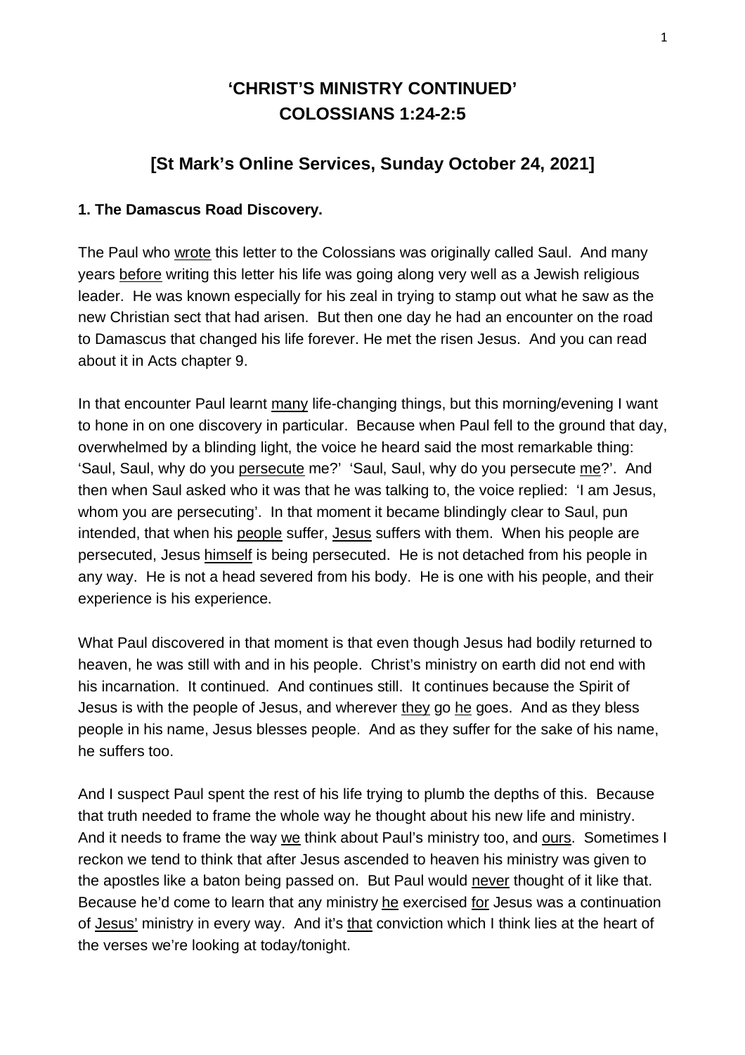# 'CHRIST'S MINISTRY CONTINUED'
# COLOSSIANS 1:24-2:5

## [St Mark's Online Services, Sunday October 24, 2021]

**1. The Damascus Road Discovery.**

The Paul who wrote this letter to the Colossians was originally called Saul. And many years before writing this letter his life was going along very well as a Jewish religious leader. He was known especially for his zeal in trying to stamp out what he saw as the new Christian sect that had arisen. But then one day he had an encounter on the road to Damascus that changed his life forever. He met the risen Jesus. And you can read about it in Acts chapter 9.

In that encounter Paul learnt many life-changing things, but this morning/evening I want to hone in on one discovery in particular. Because when Paul fell to the ground that day, overwhelmed by a blinding light, the voice he heard said the most remarkable thing: 'Saul, Saul, why do you persecute me?' 'Saul, Saul, why do you persecute me?'. And then when Saul asked who it was that he was talking to, the voice replied: 'I am Jesus, whom you are persecuting'. In that moment it became blindingly clear to Saul, pun intended, that when his people suffer, Jesus suffers with them. When his people are persecuted, Jesus himself is being persecuted. He is not detached from his people in any way. He is not a head severed from his body. He is one with his people, and their experience is his experience.

What Paul discovered in that moment is that even though Jesus had bodily returned to heaven, he was still with and in his people. Christ's ministry on earth did not end with his incarnation. It continued. And continues still. It continues because the Spirit of Jesus is with the people of Jesus, and wherever they go he goes. And as they bless people in his name, Jesus blesses people. And as they suffer for the sake of his name, he suffers too.

And I suspect Paul spent the rest of his life trying to plumb the depths of this. Because that truth needed to frame the whole way he thought about his new life and ministry. And it needs to frame the way we think about Paul's ministry too, and ours. Sometimes I reckon we tend to think that after Jesus ascended to heaven his ministry was given to the apostles like a baton being passed on. But Paul would never thought of it like that. Because he'd come to learn that any ministry he exercised for Jesus was a continuation of Jesus' ministry in every way. And it's that conviction which I think lies at the heart of the verses we're looking at today/tonight.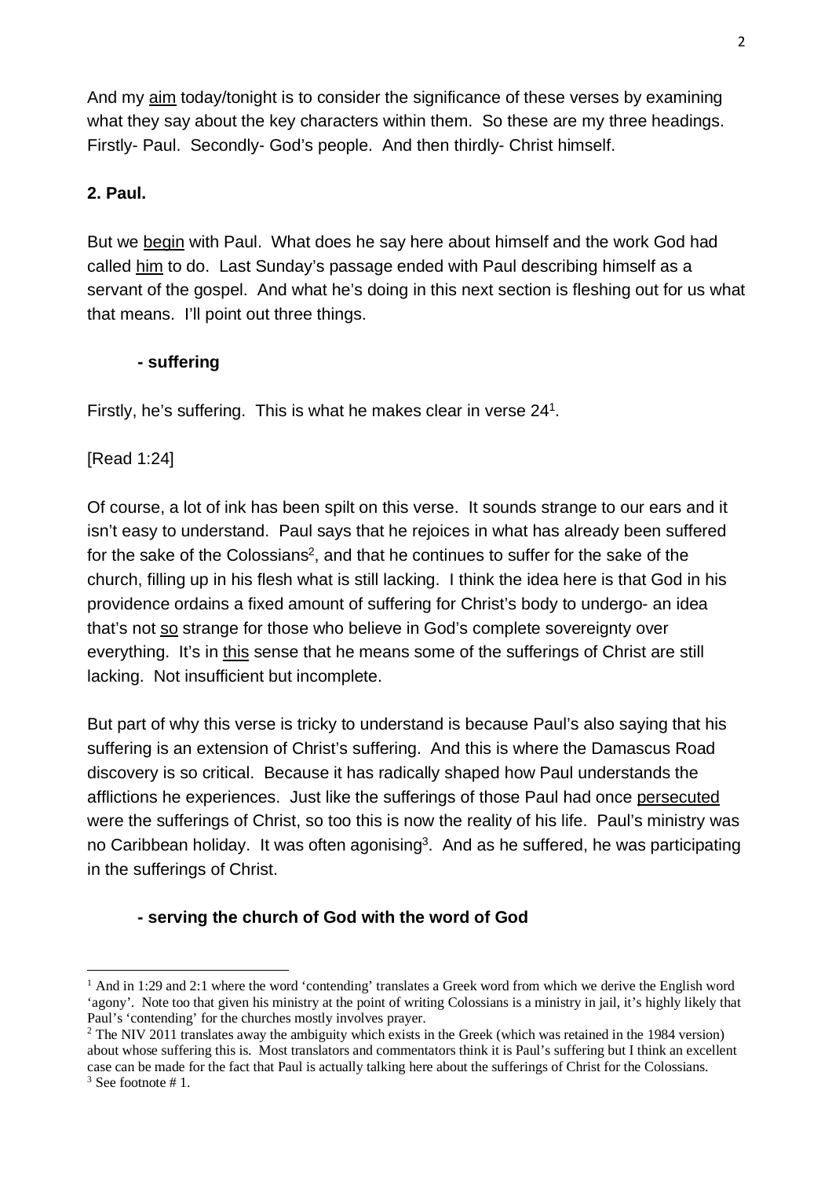And my <u>aim</u> today/tonight is to consider the significance of these verses by examining what they say about the key characters within them. So these are my three headings. Firstly- Paul. Secondly- God's people. And then thirdly- Christ himself.

**2. Paul.**

But we <u>begin</u> with Paul. What does he say here about himself and the work God had called <u>him</u> to do. Last Sunday's passage ended with Paul describing himself as a servant of the gospel. And what he's doing in this next section is fleshing out for us what that means. I'll point out three things.

**- suffering**

Firstly, he's suffering. This is what he makes clear in verse 24[1].

[Read 1:24]

Of course, a lot of ink has been spilt on this verse. It sounds strange to our ears and it isn't easy to understand. Paul says that he rejoices in what has already been suffered for the sake of the Colossians[2], and that he continues to suffer for the sake of the church, filling up in his flesh what is still lacking. I think the idea here is that God in his providence ordains a fixed amount of suffering for Christ's body to undergo- an idea that's not <u>so</u> strange for those who believe in God's complete sovereignty over everything. It's in <u>this</u> sense that he means some of the sufferings of Christ are still lacking. Not insufficient but incomplete.

But part of why this verse is tricky to understand is because Paul's also saying that his suffering is an extension of Christ's suffering. And this is where the Damascus Road discovery is so critical. Because it has radically shaped how Paul understands the afflictions he experiences. Just like the sufferings of those Paul had once <u>persecuted</u> were the sufferings of Christ, so too this is now the reality of his life. Paul's ministry was no Caribbean holiday. It was often agonising[3]. And as he suffered, he was participating in the sufferings of Christ.

**- serving the church of God with the word of God**

---

[1] And in 1:29 and 2:1 where the word 'contending' translates a Greek word from which we derive the English word 'agony'. Note too that given his ministry at the point of writing Colossians is a ministry in jail, it's highly likely that Paul's 'contending' for the churches mostly involves prayer.

[2] The NIV 2011 translates away the ambiguity which exists in the Greek (which was retained in the 1984 version) about whose suffering this is. Most translators and commentators think it is Paul's suffering but I think an excellent case can be made for the fact that Paul is actually talking here about the sufferings of Christ for the Colossians.

[3] See footnote # 1.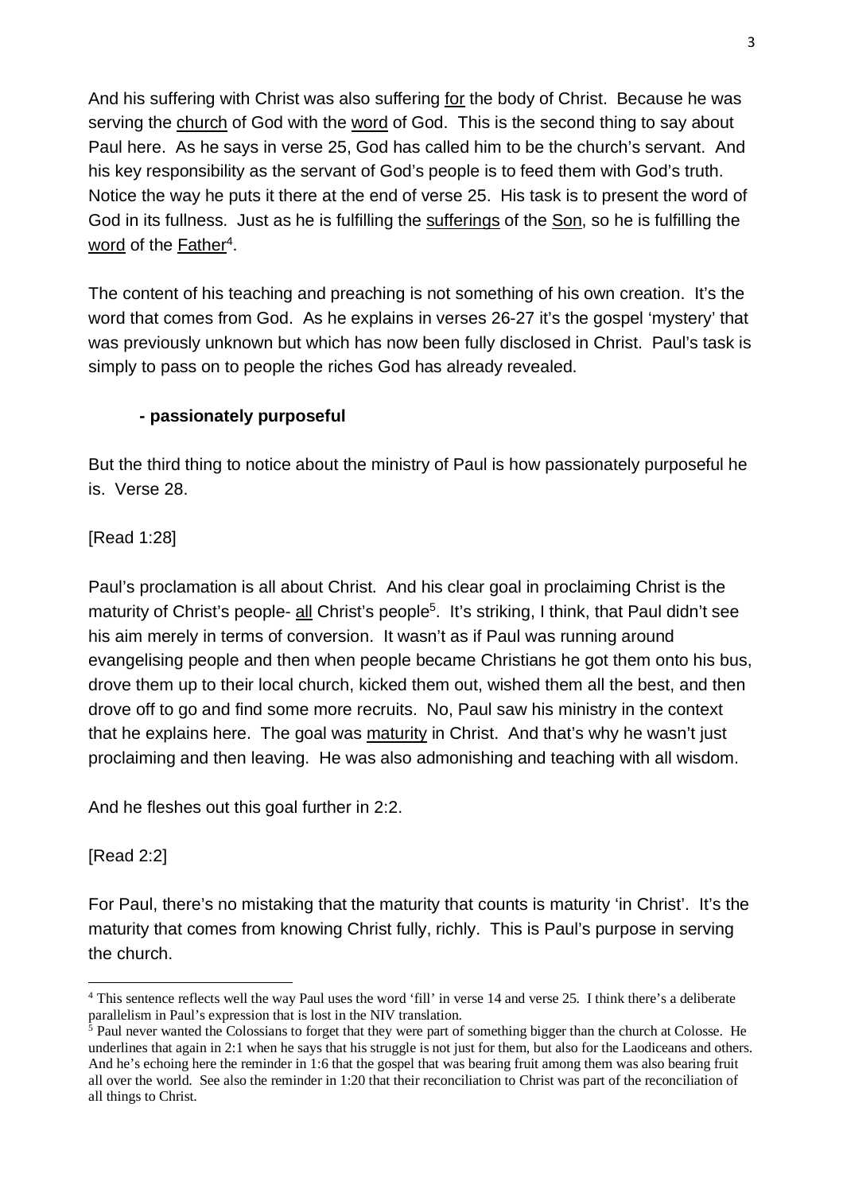And his suffering with Christ was also suffering for the body of Christ. Because he was serving the church of God with the word of God. This is the second thing to say about Paul here. As he says in verse 25, God has called him to be the church's servant. And his key responsibility as the servant of God's people is to feed them with God's truth. Notice the way he puts it there at the end of verse 25. His task is to present the word of God in its fullness. Just as he is fulfilling the sufferings of the Son, so he is fulfilling the word of the Father[4].

The content of his teaching and preaching is not something of his own creation. It's the word that comes from God. As he explains in verses 26-27 it's the gospel 'mystery' that was previously unknown but which has now been fully disclosed in Christ. Paul's task is simply to pass on to people the riches God has already revealed.

### - passionately purposeful

But the third thing to notice about the ministry of Paul is how passionately purposeful he is. Verse 28.

[Read 1:28]

Paul's proclamation is all about Christ. And his clear goal in proclaiming Christ is the maturity of Christ's people- all Christ's people[5]. It's striking, I think, that Paul didn't see his aim merely in terms of conversion. It wasn't as if Paul was running around evangelising people and then when people became Christians he got them onto his bus, drove them up to their local church, kicked them out, wished them all the best, and then drove off to go and find some more recruits. No, Paul saw his ministry in the context that he explains here. The goal was maturity in Christ. And that's why he wasn't just proclaiming and then leaving. He was also admonishing and teaching with all wisdom.

And he fleshes out this goal further in 2:2.

[Read 2:2]

For Paul, there's no mistaking that the maturity that counts is maturity 'in Christ'. It's the maturity that comes from knowing Christ fully, richly. This is Paul's purpose in serving the church.

---

[4] This sentence reflects well the way Paul uses the word 'fill' in verse 14 and verse 25. I think there's a deliberate parallelism in Paul's expression that is lost in the NIV translation.

[5] Paul never wanted the Colossians to forget that they were part of something bigger than the church at Colosse. He underlines that again in 2:1 when he says that his struggle is not just for them, but also for the Laodiceans and others. And he's echoing here the reminder in 1:6 that the gospel that was bearing fruit among them was also bearing fruit all over the world. See also the reminder in 1:20 that their reconciliation to Christ was part of the reconciliation of all things to Christ.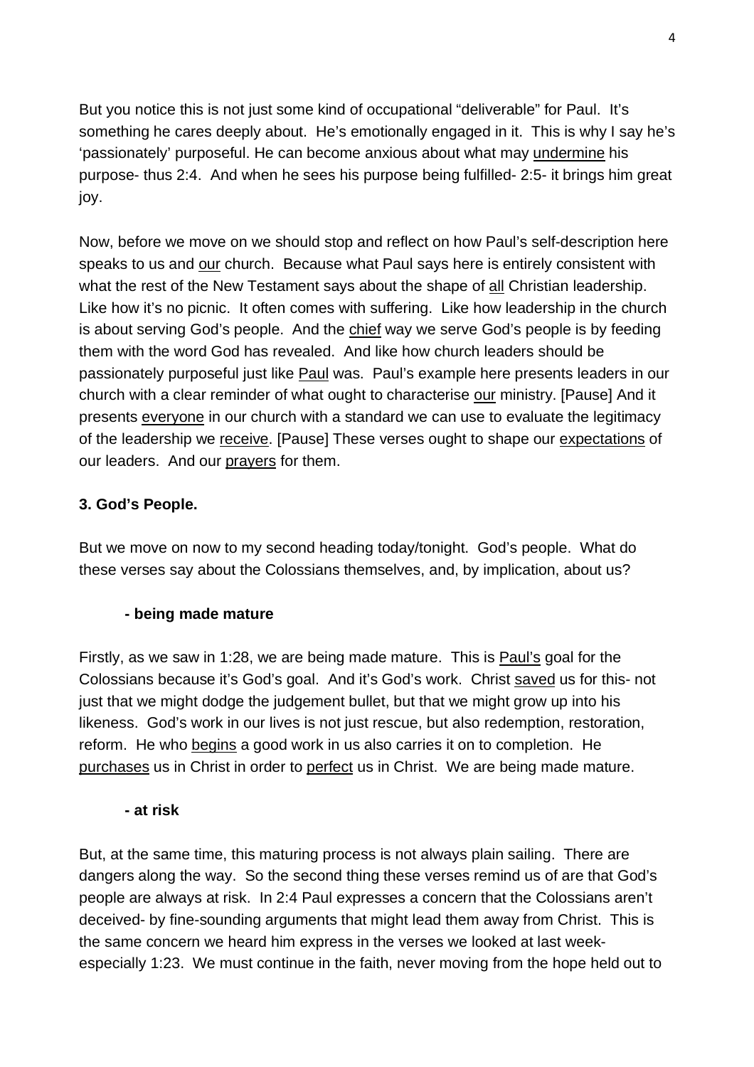But you notice this is not just some kind of occupational "deliverable" for Paul. It's something he cares deeply about. He's emotionally engaged in it. This is why I say he's 'passionately' purposeful. He can become anxious about what may undermine his purpose- thus 2:4. And when he sees his purpose being fulfilled- 2:5- it brings him great joy.

Now, before we move on we should stop and reflect on how Paul's self-description here speaks to us and our church. Because what Paul says here is entirely consistent with what the rest of the New Testament says about the shape of all Christian leadership. Like how it's no picnic. It often comes with suffering. Like how leadership in the church is about serving God's people. And the chief way we serve God's people is by feeding them with the word God has revealed. And like how church leaders should be passionately purposeful just like Paul was. Paul's example here presents leaders in our church with a clear reminder of what ought to characterise our ministry. [Pause] And it presents everyone in our church with a standard we can use to evaluate the legitimacy of the leadership we receive. [Pause] These verses ought to shape our expectations of our leaders. And our prayers for them.

**3. God's People.**

But we move on now to my second heading today/tonight. God's people. What do these verses say about the Colossians themselves, and, by implication, about us?

**- being made mature**

Firstly, as we saw in 1:28, we are being made mature. This is Paul's goal for the Colossians because it's God's goal. And it's God's work. Christ saved us for this- not just that we might dodge the judgement bullet, but that we might grow up into his likeness. God's work in our lives is not just rescue, but also redemption, restoration, reform. He who begins a good work in us also carries it on to completion. He purchases us in Christ in order to perfect us in Christ. We are being made mature.

**- at risk**

But, at the same time, this maturing process is not always plain sailing. There are dangers along the way. So the second thing these verses remind us of are that God's people are always at risk. In 2:4 Paul expresses a concern that the Colossians aren't deceived- by fine-sounding arguments that might lead them away from Christ. This is the same concern we heard him express in the verses we looked at last week- especially 1:23. We must continue in the faith, never moving from the hope held out to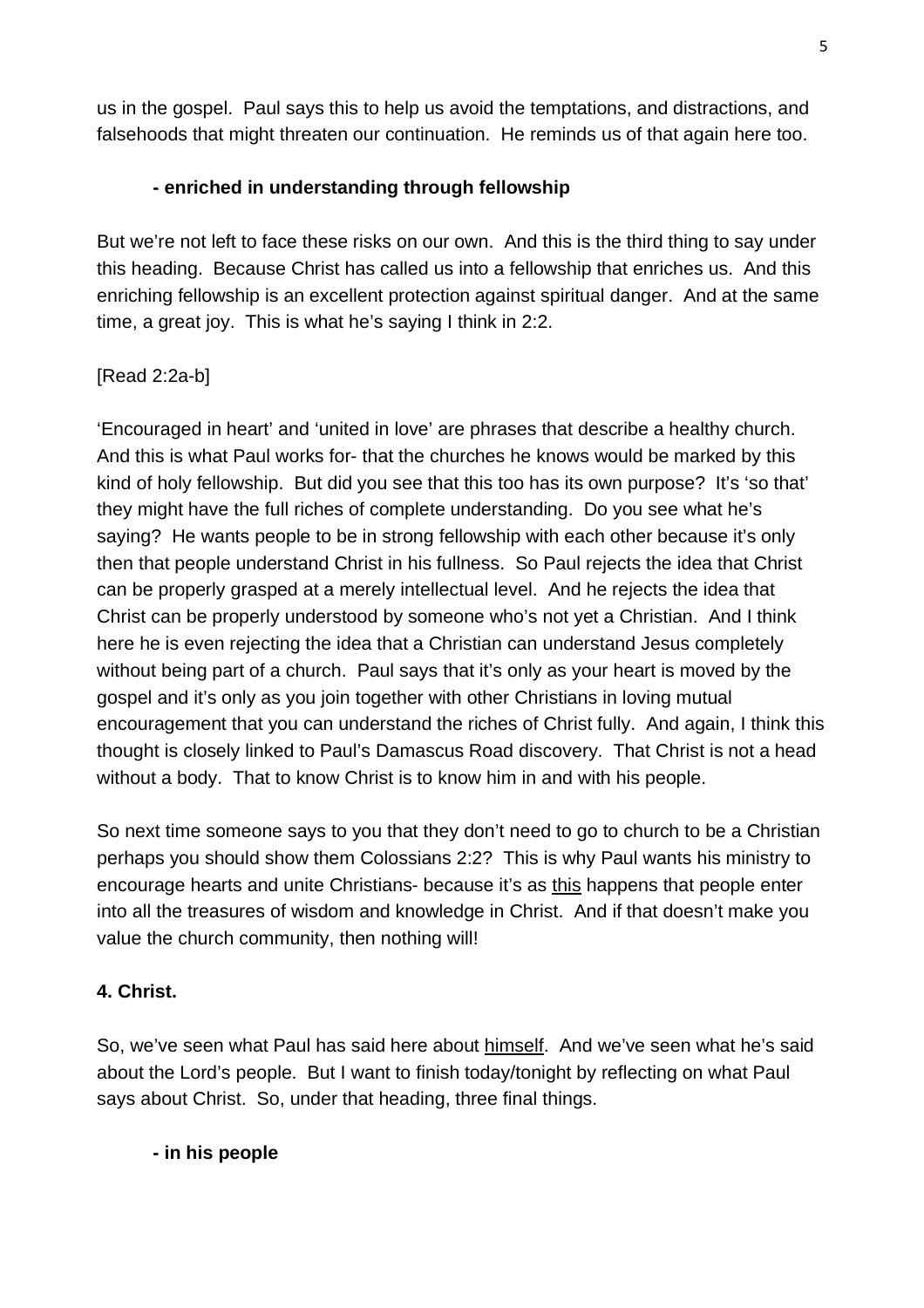us in the gospel. Paul says this to help us avoid the temptations, and distractions, and falsehoods that might threaten our continuation. He reminds us of that again here too.

**- enriched in understanding through fellowship**

But we're not left to face these risks on our own. And this is the third thing to say under this heading. Because Christ has called us into a fellowship that enriches us. And this enriching fellowship is an excellent protection against spiritual danger. And at the same time, a great joy. This is what he's saying I think in 2:2.

[Read 2:2a-b]

'Encouraged in heart' and 'united in love' are phrases that describe a healthy church. And this is what Paul works for- that the churches he knows would be marked by this kind of holy fellowship. But did you see that this too has its own purpose? It's 'so that' they might have the full riches of complete understanding. Do you see what he's saying? He wants people to be in strong fellowship with each other because it's only then that people understand Christ in his fullness. So Paul rejects the idea that Christ can be properly grasped at a merely intellectual level. And he rejects the idea that Christ can be properly understood by someone who's not yet a Christian. And I think here he is even rejecting the idea that a Christian can understand Jesus completely without being part of a church. Paul says that it's only as your heart is moved by the gospel and it's only as you join together with other Christians in loving mutual encouragement that you can understand the riches of Christ fully. And again, I think this thought is closely linked to Paul's Damascus Road discovery. That Christ is not a head without a body. That to know Christ is to know him in and with his people.

So next time someone says to you that they don't need to go to church to be a Christian perhaps you should show them Colossians 2:2? This is why Paul wants his ministry to encourage hearts and unite Christians- because it's as <u>this</u> happens that people enter into all the treasures of wisdom and knowledge in Christ. And if that doesn't make you value the church community, then nothing will!

**4. Christ.**

So, we've seen what Paul has said here about <u>himself</u>. And we've seen what he's said about the Lord's people. But I want to finish today/tonight by reflecting on what Paul says about Christ. So, under that heading, three final things.

**- in his people**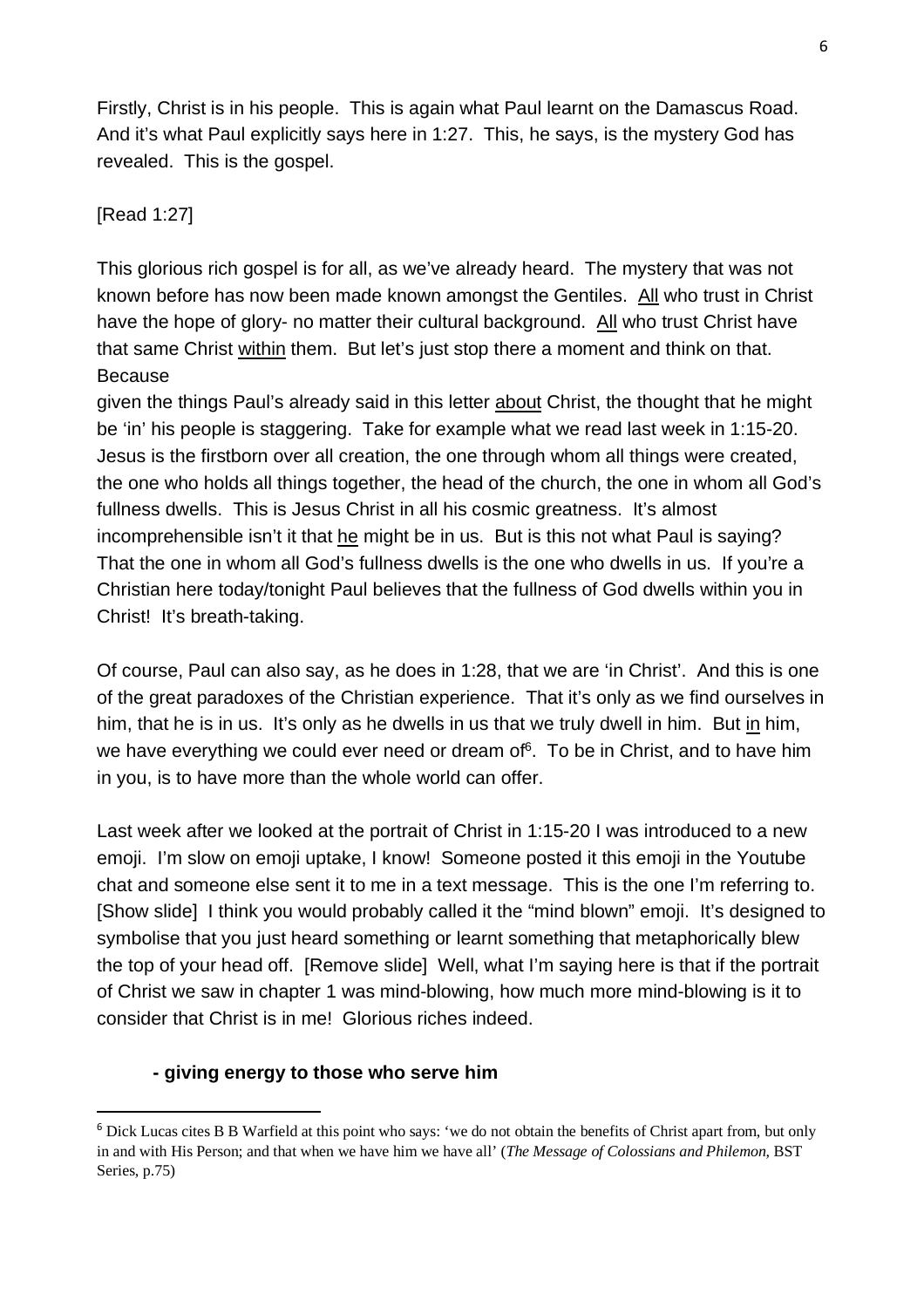Firstly, Christ is in his people. This is again what Paul learnt on the Damascus Road. And it's what Paul explicitly says here in 1:27. This, he says, is the mystery God has revealed. This is the gospel.

[Read 1:27]

This glorious rich gospel is for all, as we've already heard. The mystery that was not known before has now been made known amongst the Gentiles. All who trust in Christ have the hope of glory- no matter their cultural background. All who trust Christ have that same Christ within them. But let's just stop there a moment and think on that. Because
given the things Paul's already said in this letter about Christ, the thought that he might be 'in' his people is staggering. Take for example what we read last week in 1:15-20. Jesus is the firstborn over all creation, the one through whom all things were created, the one who holds all things together, the head of the church, the one in whom all God's fullness dwells. This is Jesus Christ in all his cosmic greatness. It's almost incomprehensible isn't it that he might be in us. But is this not what Paul is saying? That the one in whom all God's fullness dwells is the one who dwells in us. If you're a Christian here today/tonight Paul believes that the fullness of God dwells within you in Christ! It's breath-taking.

Of course, Paul can also say, as he does in 1:28, that we are 'in Christ'. And this is one of the great paradoxes of the Christian experience. That it's only as we find ourselves in him, that he is in us. It's only as he dwells in us that we truly dwell in him. But in him, we have everything we could ever need or dream of[6]. To be in Christ, and to have him in you, is to have more than the whole world can offer.

Last week after we looked at the portrait of Christ in 1:15-20 I was introduced to a new emoji. I'm slow on emoji uptake, I know! Someone posted it this emoji in the Youtube chat and someone else sent it to me in a text message. This is the one I'm referring to. [Show slide] I think you would probably called it the "mind blown" emoji. It's designed to symbolise that you just heard something or learnt something that metaphorically blew the top of your head off. [Remove slide] Well, what I'm saying here is that if the portrait of Christ we saw in chapter 1 was mind-blowing, how much more mind-blowing is it to consider that Christ is in me! Glorious riches indeed.

**- giving energy to those who serve him**

---

[6] Dick Lucas cites B B Warfield at this point who says: 'we do not obtain the benefits of Christ apart from, but only in and with His Person; and that when we have him we have all' (*The Message of Colossians and Philemon*, BST Series, p.75)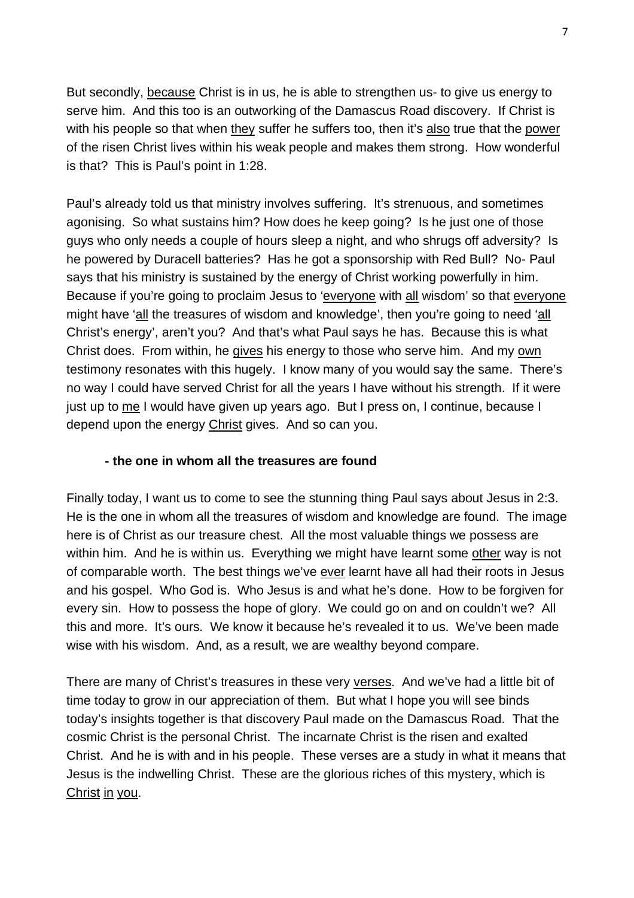But secondly, <u>because</u> Christ is in us, he is able to strengthen us- to give us energy to serve him. And this too is an outworking of the Damascus Road discovery. If Christ is with his people so that when <u>they</u> suffer he suffers too, then it's <u>also</u> true that the <u>power</u> of the risen Christ lives within his weak people and makes them strong. How wonderful is that? This is Paul's point in 1:28.

Paul's already told us that ministry involves suffering. It's strenuous, and sometimes agonising. So what sustains him? How does he keep going? Is he just one of those guys who only needs a couple of hours sleep a night, and who shrugs off adversity? Is he powered by Duracell batteries? Has he got a sponsorship with Red Bull? No- Paul says that his ministry is sustained by the energy of Christ working powerfully in him. Because if you're going to proclaim Jesus to '<u>everyone</u> with <u>all</u> wisdom' so that <u>everyone</u> might have '<u>all</u> the treasures of wisdom and knowledge', then you're going to need '<u>all</u> Christ's energy', aren't you? And that's what Paul says he has. Because this is what Christ does. From within, he <u>gives</u> his energy to those who serve him. And my <u>own</u> testimony resonates with this hugely. I know many of you would say the same. There's no way I could have served Christ for all the years I have without his strength. If it were just up to <u>me</u> I would have given up years ago. But I press on, I continue, because I depend upon the energy <u>Christ</u> gives. And so can you.

**- the one in whom all the treasures are found**

Finally today, I want us to come to see the stunning thing Paul says about Jesus in 2:3. He is the one in whom all the treasures of wisdom and knowledge are found. The image here is of Christ as our treasure chest. All the most valuable things we possess are within him. And he is within us. Everything we might have learnt some <u>other</u> way is not of comparable worth. The best things we've <u>ever</u> learnt have all had their roots in Jesus and his gospel. Who God is. Who Jesus is and what he's done. How to be forgiven for every sin. How to possess the hope of glory. We could go on and on couldn't we? All this and more. It's ours. We know it because he's revealed it to us. We've been made wise with his wisdom. And, as a result, we are wealthy beyond compare.

There are many of Christ's treasures in these very <u>verses</u>. And we've had a little bit of time today to grow in our appreciation of them. But what I hope you will see binds today's insights together is that discovery Paul made on the Damascus Road. That the cosmic Christ is the personal Christ. The incarnate Christ is the risen and exalted Christ. And he is with and in his people. These verses are a study in what it means that Jesus is the indwelling Christ. These are the glorious riches of this mystery, which is <u>Christ</u> <u>in</u> <u>you</u>.